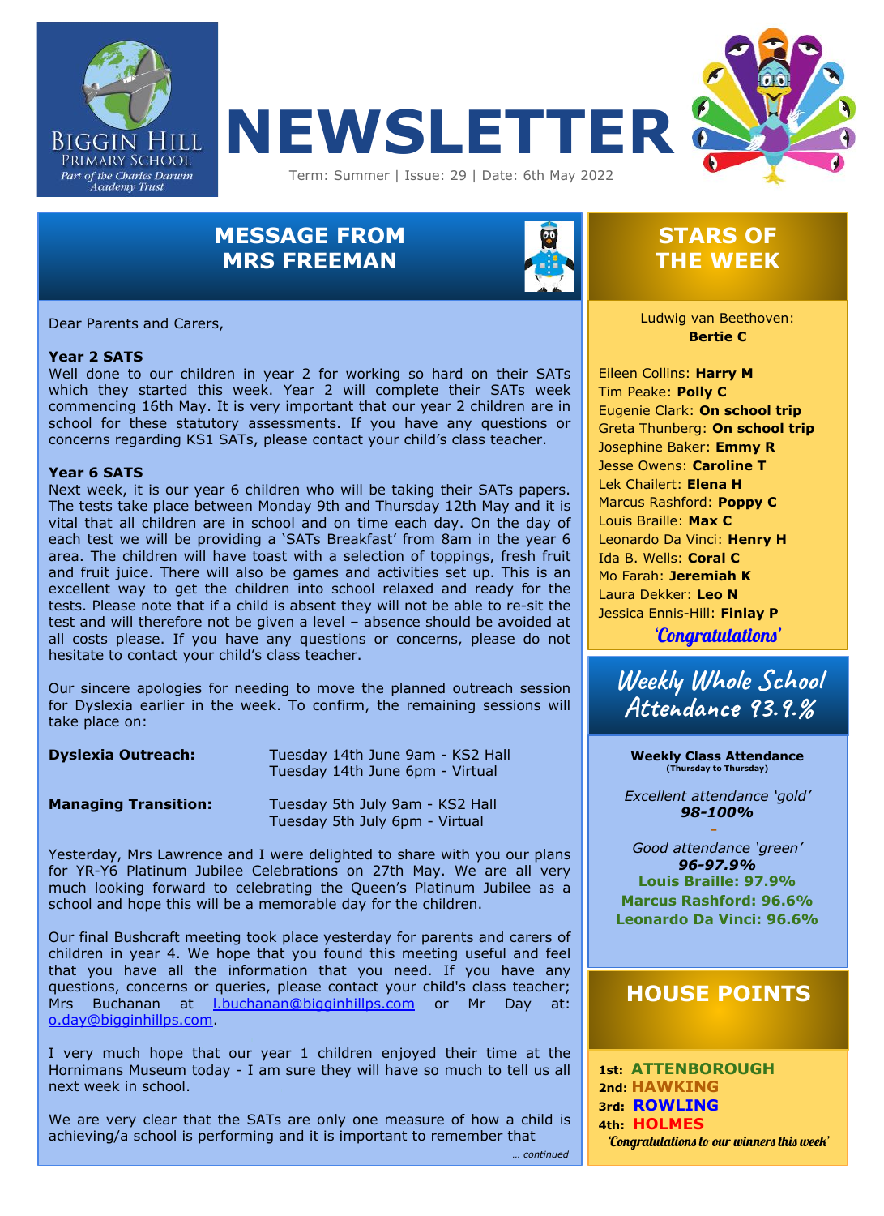Biggin Hill Primary School
Part of the Charles Darwin Academy Trust

# NEWSLETTER

Term: Summer | Issue: 29 | Date: 6th May 2022

## MESSAGE FROM MRS FREEMAN

Dear Parents and Carers,

**Year 2 SATS**
Well done to our children in year 2 for working so hard on their SATs which they started this week. Year 2 will complete their SATs week commencing 16th May. It is very important that our year 2 children are in school for these statutory assessments. If you have any questions or concerns regarding KS1 SATs, please contact your child's class teacher.

**Year 6 SATS**
Next week, it is our year 6 children who will be taking their SATs papers. The tests take place between Monday 9th and Thursday 12th May and it is vital that all children are in school and on time each day. On the day of each test we will be providing a 'SATs Breakfast' from 8am in the year 6 area. The children will have toast with a selection of toppings, fresh fruit and fruit juice. There will also be games and activities set up. This is an excellent way to get the children into school relaxed and ready for the tests. Please note that if a child is absent they will not be able to re-sit the test and will therefore not be given a level – absence should be avoided at all costs please. If you have any questions or concerns, please do not hesitate to contact your child's class teacher.

Our sincere apologies for needing to move the planned outreach session for Dyslexia earlier in the week. To confirm, the remaining sessions will take place on:

| | |
|---|---|
| **Dyslexia Outreach:** | Tuesday 14th June 9am - KS2 Hall<br>Tuesday 14th June 6pm - Virtual |
| **Managing Transition:** | Tuesday 5th July 9am - KS2 Hall<br>Tuesday 5th July 6pm - Virtual |

Yesterday, Mrs Lawrence and I were delighted to share with you our plans for YR-Y6 Platinum Jubilee Celebrations on 27th May. We are all very much looking forward to celebrating the Queen's Platinum Jubilee as a school and hope this will be a memorable day for the children.

Our final Bushcraft meeting took place yesterday for parents and carers of children in year 4. We hope that you found this meeting useful and feel that you have all the information that you need. If you have any questions, concerns or queries, please contact your child's class teacher; Mrs Buchanan at l.buchanan@bigginhillps.com or Mr Day at: o.day@bigginhillps.com.

I very much hope that our year 1 children enjoyed their time at the Hornimans Museum today - I am sure they will have so much to tell us all next week in school.

We are very clear that the SATs are only one measure of how a child is achieving/a school is performing and it is important to remember that

*… continued*

## STARS OF THE WEEK

Ludwig van Beethoven: **Bertie C**

Eileen Collins: **Harry M**
Tim Peake: **Polly C**
Eugenie Clark: **On school trip**
Greta Thunberg: **On school trip**
Josephine Baker: **Emmy R**
Jesse Owens: **Caroline T**
Lek Chailert: **Elena H**
Marcus Rashford: **Poppy C**
Louis Braille: **Max C**
Leonardo Da Vinci: **Henry H**
Ida B. Wells: **Coral C**
Mo Farah: **Jeremiah K**
Laura Dekker: **Leo N**
Jessica Ennis-Hill: **Finlay P**

*'Congratulations'*

## Weekly Whole School Attendance 93.9%

**Weekly Class Attendance**
**(Thursday to Thursday)**

*Excellent attendance 'gold'*
***98-100%***

-

*Good attendance 'green'*
***96-97.9%***
**Louis Braille: 97.9%**
**Marcus Rashford: 96.6%**
**Leonardo Da Vinci: 96.6%**

## HOUSE POINTS

**1st:** **ATTENBOROUGH**
**2nd:** **HAWKING**
**3rd:** **ROWLING**
**4th:** **HOLMES**

*'Congratulations to our winners this week'*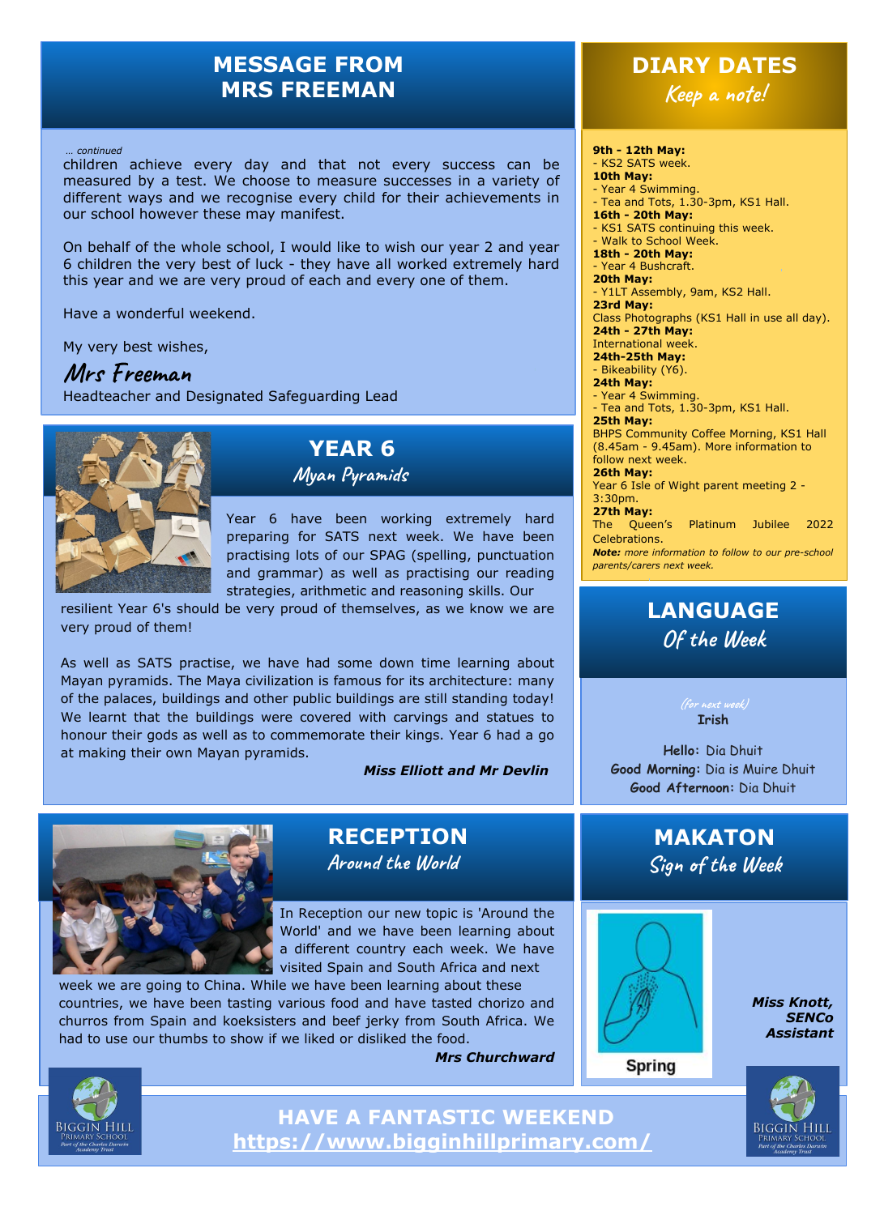## MESSAGE FROM MRS FREEMAN

*... continued*

children achieve every day and that not every success can be measured by a test. We choose to measure successes in a variety of different ways and we recognise every child for their achievements in our school however these may manifest.

On behalf of the whole school, I would like to wish our year 2 and year 6 children the very best of luck - they have all worked extremely hard this year and we are very proud of each and every one of them.

Have a wonderful weekend.

My very best wishes,

*Mrs Freeman*

Headteacher and Designated Safeguarding Lead

## YEAR 6

*Myan Pyramids*

Year 6 have been working extremely hard preparing for SATS next week. We have been practising lots of our SPAG (spelling, punctuation and grammar) as well as practising our reading strategies, arithmetic and reasoning skills. Our resilient Year 6's should be very proud of themselves, as we know we are very proud of them!

As well as SATS practise, we have had some down time learning about Mayan pyramids. The Maya civilization is famous for its architecture: many of the palaces, buildings and other public buildings are still standing today! We learnt that the buildings were covered with carvings and statues to honour their gods as well as to commemorate their kings. Year 6 had a go at making their own Mayan pyramids.

***Miss Elliott and Mr Devlin***

## RECEPTION

*Around the World*

In Reception our new topic is 'Around the World' and we have been learning about a different country each week. We have visited Spain and South Africa and next week we are going to China. While we have been learning about these countries, we have been tasting various food and have tasted chorizo and churros from Spain and koeksisters and beef jerky from South Africa. We had to use our thumbs to show if we liked or disliked the food.

***Mrs Churchward***

## DIARY DATES

*Keep a note!*

**9th - 12th May:**
- KS2 SATS week.

**10th May:**
- Year 4 Swimming.
- Tea and Tots, 1.30-3pm, KS1 Hall.

**16th - 20th May:**
- KS1 SATS continuing this week.
- Walk to School Week.

**18th - 20th May:**
- Year 4 Bushcraft.

**20th May:**
- Y1LT Assembly, 9am, KS2 Hall.

**23rd May:**
Class Photographs (KS1 Hall in use all day).

**24th - 27th May:**
International week.

**24th-25th May:**
- Bikeability (Y6).

**24th May:**
- Year 4 Swimming.
- Tea and Tots, 1.30-3pm, KS1 Hall.

**25th May:**
BHPS Community Coffee Morning, KS1 Hall (8.45am - 9.45am). More information to follow next week.

**26th May:**
Year 6 Isle of Wight parent meeting 2 - 3:30pm.

**27th May:**
The Queen's Platinum Jubilee 2022 Celebrations.

***Note:*** *more information to follow to our pre-school parents/carers next week.*

## LANGUAGE

*Of the Week*

*(for next week)*

**Irish**

**Hello:** Dia Dhuit
**Good Morning:** Dia is Muire Dhuit
**Good Afternoon:** Dia Dhuit

## MAKATON

*Sign of the Week*

Spring

***Miss Knott, SENCo Assistant***

## HAVE A FANTASTIC WEEKEND

https://www.bigginhillprimary.com/